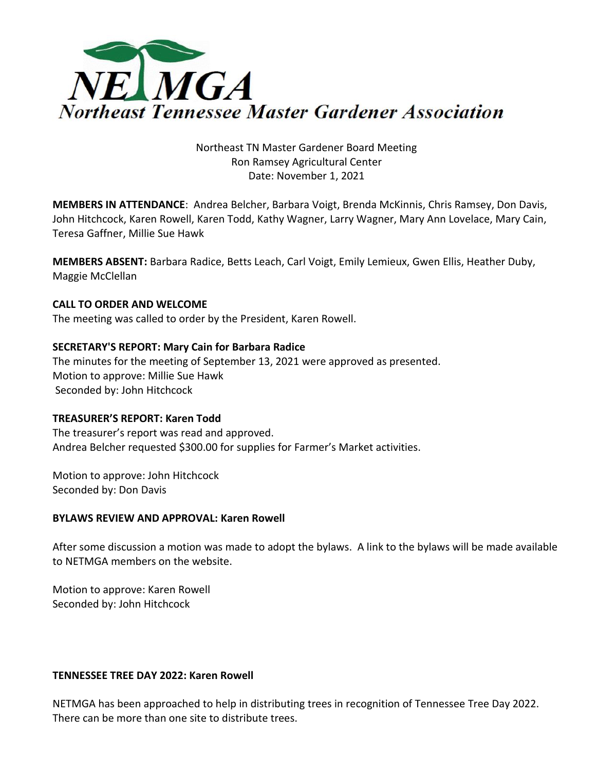# NETMGA

## Northeast Tennessee Master Gardener Association

Northeast TN Master Gardener Board Meeting
Ron Ramsey Agricultural Center
Date: November 1, 2021

**MEMBERS IN ATTENDANCE**: Andrea Belcher, Barbara Voigt, Brenda McKinnis, Chris Ramsey, Don Davis, John Hitchcock, Karen Rowell, Karen Todd, Kathy Wagner, Larry Wagner, Mary Ann Lovelace, Mary Cain, Teresa Gaffner, Millie Sue Hawk

**MEMBERS ABSENT:** Barbara Radice, Betts Leach, Carl Voigt, Emily Lemieux, Gwen Ellis, Heather Duby, Maggie McClellan

**CALL TO ORDER AND WELCOME**

The meeting was called to order by the President, Karen Rowell.

**SECRETARY'S REPORT: Mary Cain for Barbara Radice**

The minutes for the meeting of September 13, 2021 were approved as presented.
Motion to approve: Millie Sue Hawk
Seconded by: John Hitchcock

**TREASURER'S REPORT: Karen Todd**

The treasurer's report was read and approved.
Andrea Belcher requested $300.00 for supplies for Farmer's Market activities.

Motion to approve: John Hitchcock
Seconded by: Don Davis

**BYLAWS REVIEW AND APPROVAL: Karen Rowell**

After some discussion a motion was made to adopt the bylaws. A link to the bylaws will be made available to NETMGA members on the website.

Motion to approve: Karen Rowell
Seconded by: John Hitchcock

**TENNESSEE TREE DAY 2022: Karen Rowell**

NETMGA has been approached to help in distributing trees in recognition of Tennessee Tree Day 2022. There can be more than one site to distribute trees.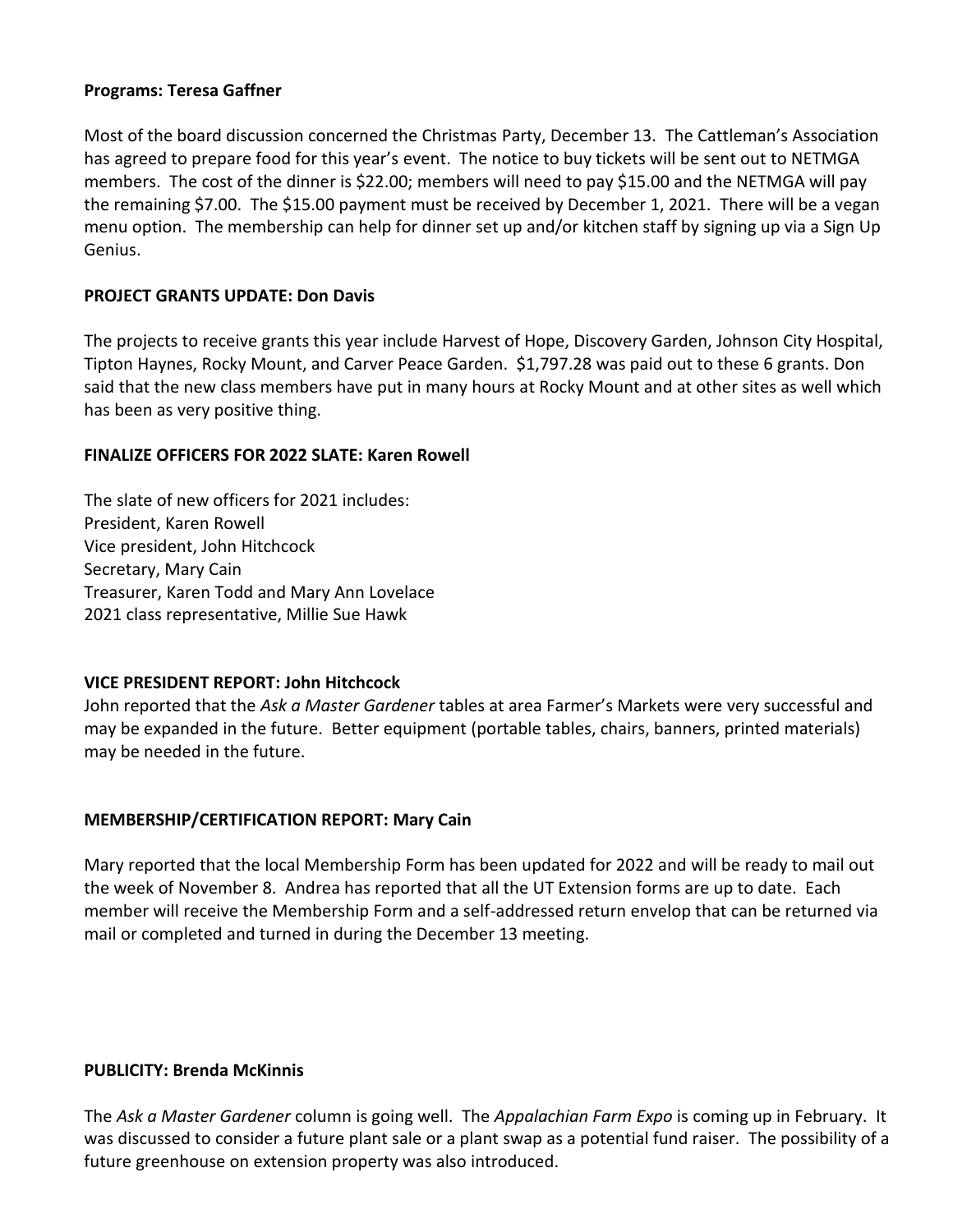**Programs: Teresa Gaffner**

Most of the board discussion concerned the Christmas Party, December 13. The Cattleman's Association has agreed to prepare food for this year's event. The notice to buy tickets will be sent out to NETMGA members. The cost of the dinner is $22.00; members will need to pay $15.00 and the NETMGA will pay the remaining $7.00. The $15.00 payment must be received by December 1, 2021. There will be a vegan menu option. The membership can help for dinner set up and/or kitchen staff by signing up via a Sign Up Genius.

**PROJECT GRANTS UPDATE: Don Davis**

The projects to receive grants this year include Harvest of Hope, Discovery Garden, Johnson City Hospital, Tipton Haynes, Rocky Mount, and Carver Peace Garden. $1,797.28 was paid out to these 6 grants. Don said that the new class members have put in many hours at Rocky Mount and at other sites as well which has been as very positive thing.

**FINALIZE OFFICERS FOR 2022 SLATE: Karen Rowell**

The slate of new officers for 2021 includes:
President, Karen Rowell
Vice president, John Hitchcock
Secretary, Mary Cain
Treasurer, Karen Todd and Mary Ann Lovelace
2021 class representative, Millie Sue Hawk

**VICE PRESIDENT REPORT: John Hitchcock**

John reported that the *Ask a Master Gardener* tables at area Farmer's Markets were very successful and may be expanded in the future. Better equipment (portable tables, chairs, banners, printed materials) may be needed in the future.

**MEMBERSHIP/CERTIFICATION REPORT: Mary Cain**

Mary reported that the local Membership Form has been updated for 2022 and will be ready to mail out the week of November 8. Andrea has reported that all the UT Extension forms are up to date. Each member will receive the Membership Form and a self-addressed return envelop that can be returned via mail or completed and turned in during the December 13 meeting.

**PUBLICITY: Brenda McKinnis**

The *Ask a Master Gardener* column is going well. The *Appalachian Farm Expo* is coming up in February. It was discussed to consider a future plant sale or a plant swap as a potential fund raiser. The possibility of a future greenhouse on extension property was also introduced.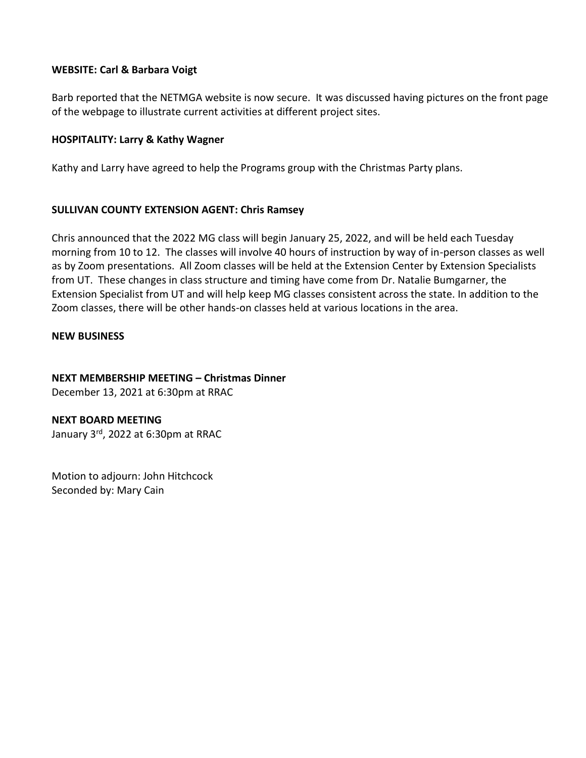**WEBSITE: Carl & Barbara Voigt**

Barb reported that the NETMGA website is now secure. It was discussed having pictures on the front page of the webpage to illustrate current activities at different project sites.

**HOSPITALITY: Larry & Kathy Wagner**

Kathy and Larry have agreed to help the Programs group with the Christmas Party plans.

**SULLIVAN COUNTY EXTENSION AGENT: Chris Ramsey**

Chris announced that the 2022 MG class will begin January 25, 2022, and will be held each Tuesday morning from 10 to 12. The classes will involve 40 hours of instruction by way of in-person classes as well as by Zoom presentations. All Zoom classes will be held at the Extension Center by Extension Specialists from UT. These changes in class structure and timing have come from Dr. Natalie Bumgarner, the Extension Specialist from UT and will help keep MG classes consistent across the state. In addition to the Zoom classes, there will be other hands-on classes held at various locations in the area.

**NEW BUSINESS**

**NEXT MEMBERSHIP MEETING – Christmas Dinner**
December 13, 2021 at 6:30pm at RRAC

**NEXT BOARD MEETING**
January 3rd, 2022 at 6:30pm at RRAC

Motion to adjourn: John Hitchcock
Seconded by: Mary Cain